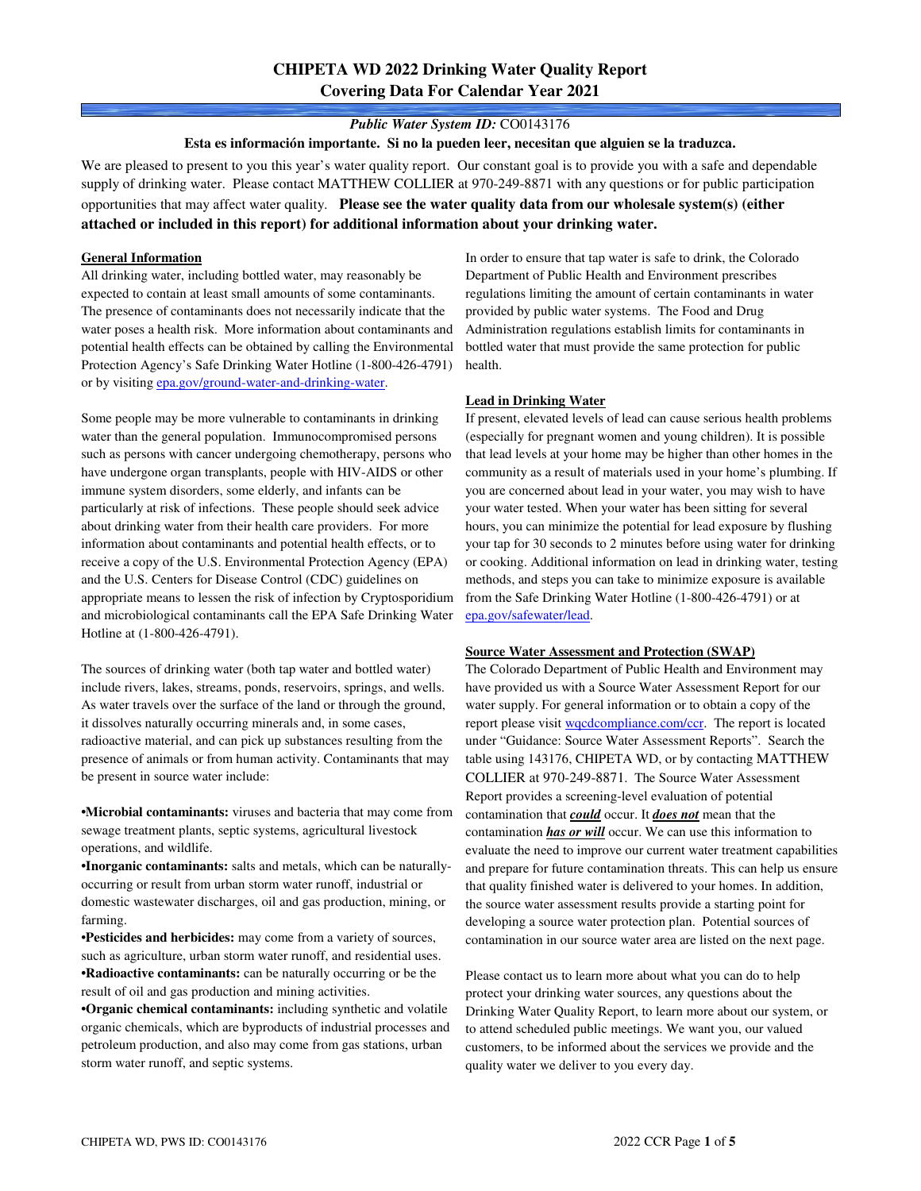# CHIPETA WD 2022 Drinking Water Quality Report
# Covering Data For Calendar Year 2021

***Public Water System ID:*** CO0143176

**Esta es información importante. Si no la pueden leer, necesitan que alguien se la traduzca.**

We are pleased to present to you this year's water quality report. Our constant goal is to provide you with a safe and dependable supply of drinking water. Please contact MATTHEW COLLIER at 970-249-8871 with any questions or for public participation opportunities that may affect water quality. **Please see the water quality data from our wholesale system(s) (either attached or included in this report) for additional information about your drinking water.**

## General Information

All drinking water, including bottled water, may reasonably be expected to contain at least small amounts of some contaminants. The presence of contaminants does not necessarily indicate that the water poses a health risk. More information about contaminants and potential health effects can be obtained by calling the Environmental Protection Agency's Safe Drinking Water Hotline (1-800-426-4791) or by visiting epa.gov/ground-water-and-drinking-water.

Some people may be more vulnerable to contaminants in drinking water than the general population. Immunocompromised persons such as persons with cancer undergoing chemotherapy, persons who have undergone organ transplants, people with HIV-AIDS or other immune system disorders, some elderly, and infants can be particularly at risk of infections. These people should seek advice about drinking water from their health care providers. For more information about contaminants and potential health effects, or to receive a copy of the U.S. Environmental Protection Agency (EPA) and the U.S. Centers for Disease Control (CDC) guidelines on appropriate means to lessen the risk of infection by Cryptosporidium and microbiological contaminants call the EPA Safe Drinking Water Hotline at (1-800-426-4791).

The sources of drinking water (both tap water and bottled water) include rivers, lakes, streams, ponds, reservoirs, springs, and wells. As water travels over the surface of the land or through the ground, it dissolves naturally occurring minerals and, in some cases, radioactive material, and can pick up substances resulting from the presence of animals or from human activity. Contaminants that may be present in source water include:

- **Microbial contaminants:** viruses and bacteria that may come from sewage treatment plants, septic systems, agricultural livestock operations, and wildlife.
- **Inorganic contaminants:** salts and metals, which can be naturally-occurring or result from urban storm water runoff, industrial or domestic wastewater discharges, oil and gas production, mining, or farming.
- **Pesticides and herbicides:** may come from a variety of sources, such as agriculture, urban storm water runoff, and residential uses.
- **Radioactive contaminants:** can be naturally occurring or be the result of oil and gas production and mining activities.
- **Organic chemical contaminants:** including synthetic and volatile organic chemicals, which are byproducts of industrial processes and petroleum production, and also may come from gas stations, urban storm water runoff, and septic systems.

In order to ensure that tap water is safe to drink, the Colorado Department of Public Health and Environment prescribes regulations limiting the amount of certain contaminants in water provided by public water systems. The Food and Drug Administration regulations establish limits for contaminants in bottled water that must provide the same protection for public health.

## Lead in Drinking Water

If present, elevated levels of lead can cause serious health problems (especially for pregnant women and young children). It is possible that lead levels at your home may be higher than other homes in the community as a result of materials used in your home's plumbing. If you are concerned about lead in your water, you may wish to have your water tested. When your water has been sitting for several hours, you can minimize the potential for lead exposure by flushing your tap for 30 seconds to 2 minutes before using water for drinking or cooking. Additional information on lead in drinking water, testing methods, and steps you can take to minimize exposure is available from the Safe Drinking Water Hotline (1-800-426-4791) or at epa.gov/safewater/lead.

## Source Water Assessment and Protection (SWAP)

The Colorado Department of Public Health and Environment may have provided us with a Source Water Assessment Report for our water supply. For general information or to obtain a copy of the report please visit wqcdcompliance.com/ccr. The report is located under "Guidance: Source Water Assessment Reports". Search the table using 143176, CHIPETA WD, or by contacting MATTHEW COLLIER at 970-249-8871. The Source Water Assessment Report provides a screening-level evaluation of potential contamination that ***could*** occur. It ***does not*** mean that the contamination ***has or will*** occur. We can use this information to evaluate the need to improve our current water treatment capabilities and prepare for future contamination threats. This can help us ensure that quality finished water is delivered to your homes. In addition, the source water assessment results provide a starting point for developing a source water protection plan. Potential sources of contamination in our source water area are listed on the next page.

Please contact us to learn more about what you can do to help protect your drinking water sources, any questions about the Drinking Water Quality Report, to learn more about our system, or to attend scheduled public meetings. We want you, our valued customers, to be informed about the services we provide and the quality water we deliver to you every day.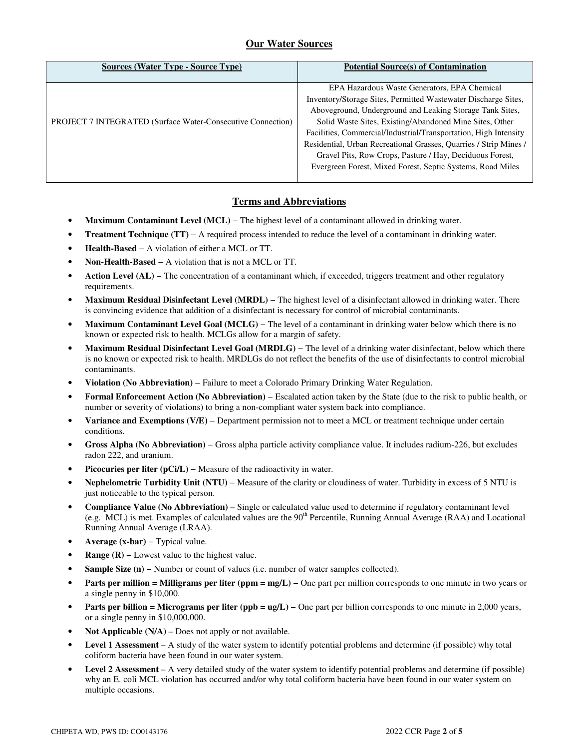## Our Water Sources

| Sources (Water Type - Source Type) | Potential Source(s) of Contamination |
|---|---|
| PROJECT 7 INTEGRATED (Surface Water-Consecutive Connection) | EPA Hazardous Waste Generators, EPA Chemical Inventory/Storage Sites, Permitted Wastewater Discharge Sites, Aboveground, Underground and Leaking Storage Tank Sites, Solid Waste Sites, Existing/Abandoned Mine Sites, Other Facilities, Commercial/Industrial/Transportation, High Intensity Residential, Urban Recreational Grasses, Quarries / Strip Mines / Gravel Pits, Row Crops, Pasture / Hay, Deciduous Forest, Evergreen Forest, Mixed Forest, Septic Systems, Road Miles |

## Terms and Abbreviations

- **Maximum Contaminant Level (MCL)** – The highest level of a contaminant allowed in drinking water.
- **Treatment Technique (TT)** – A required process intended to reduce the level of a contaminant in drinking water.
- **Health-Based** – A violation of either a MCL or TT.
- **Non-Health-Based** – A violation that is not a MCL or TT.
- **Action Level (AL)** – The concentration of a contaminant which, if exceeded, triggers treatment and other regulatory requirements.
- **Maximum Residual Disinfectant Level (MRDL)** – The highest level of a disinfectant allowed in drinking water. There is convincing evidence that addition of a disinfectant is necessary for control of microbial contaminants.
- **Maximum Contaminant Level Goal (MCLG)** – The level of a contaminant in drinking water below which there is no known or expected risk to health. MCLGs allow for a margin of safety.
- **Maximum Residual Disinfectant Level Goal (MRDLG)** – The level of a drinking water disinfectant, below which there is no known or expected risk to health. MRDLGs do not reflect the benefits of the use of disinfectants to control microbial contaminants.
- **Violation (No Abbreviation)** – Failure to meet a Colorado Primary Drinking Water Regulation.
- **Formal Enforcement Action (No Abbreviation)** – Escalated action taken by the State (due to the risk to public health, or number or severity of violations) to bring a non-compliant water system back into compliance.
- **Variance and Exemptions (V/E)** – Department permission not to meet a MCL or treatment technique under certain conditions.
- **Gross Alpha (No Abbreviation)** – Gross alpha particle activity compliance value. It includes radium-226, but excludes radon 222, and uranium.
- **Picocuries per liter (pCi/L)** – Measure of the radioactivity in water.
- **Nephelometric Turbidity Unit (NTU)** – Measure of the clarity or cloudiness of water. Turbidity in excess of 5 NTU is just noticeable to the typical person.
- **Compliance Value (No Abbreviation)** – Single or calculated value used to determine if regulatory contaminant level (e.g. MCL) is met. Examples of calculated values are the 90th Percentile, Running Annual Average (RAA) and Locational Running Annual Average (LRAA).
- **Average (x-bar)** – Typical value.
- **Range (R)** – Lowest value to the highest value.
- **Sample Size (n)** – Number or count of values (i.e. number of water samples collected).
- **Parts per million = Milligrams per liter (ppm = mg/L)** – One part per million corresponds to one minute in two years or a single penny in $10,000.
- **Parts per billion = Micrograms per liter (ppb = ug/L)** – One part per billion corresponds to one minute in 2,000 years, or a single penny in $10,000,000.
- **Not Applicable (N/A)** – Does not apply or not available.
- **Level 1 Assessment** – A study of the water system to identify potential problems and determine (if possible) why total coliform bacteria have been found in our water system.
- **Level 2 Assessment** – A very detailed study of the water system to identify potential problems and determine (if possible) why an E. coli MCL violation has occurred and/or why total coliform bacteria have been found in our water system on multiple occasions.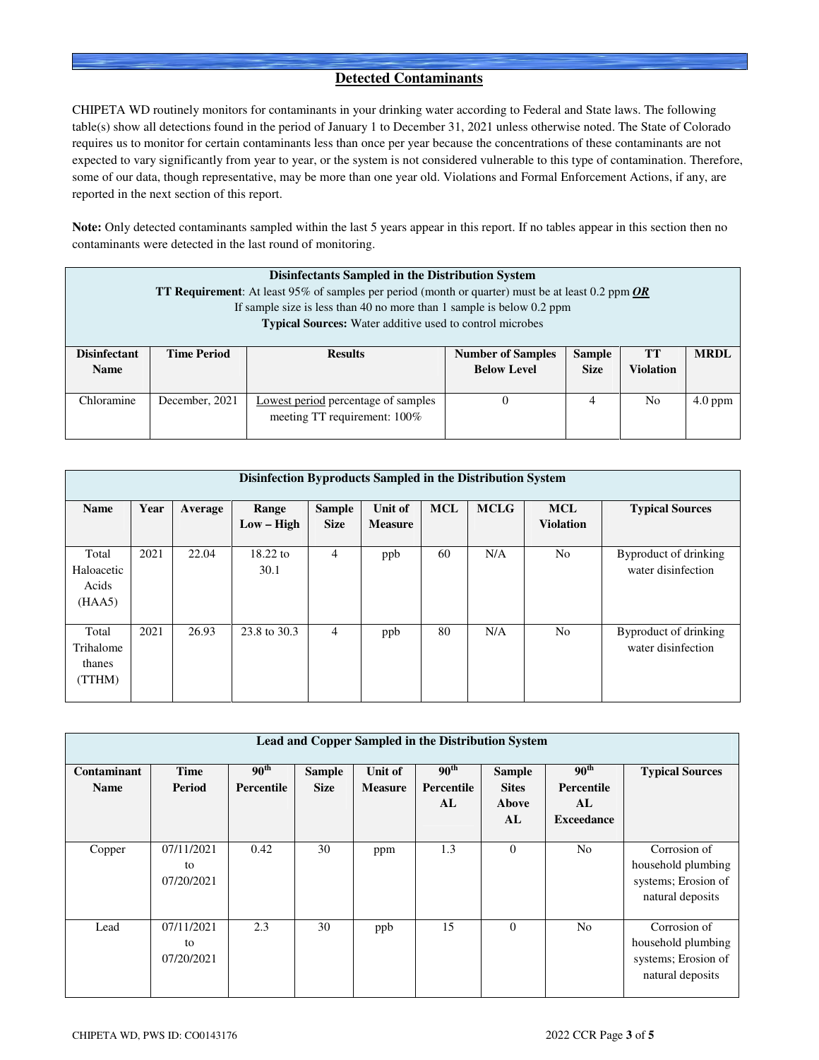## Detected Contaminants

CHIPETA WD routinely monitors for contaminants in your drinking water according to Federal and State laws. The following table(s) show all detections found in the period of January 1 to December 31, 2021 unless otherwise noted. The State of Colorado requires us to monitor for certain contaminants less than once per year because the concentrations of these contaminants are not expected to vary significantly from year to year, or the system is not considered vulnerable to this type of contamination. Therefore, some of our data, though representative, may be more than one year old. Violations and Formal Enforcement Actions, if any, are reported in the next section of this report.

**Note:** Only detected contaminants sampled within the last 5 years appear in this report. If no tables appear in this section then no contaminants were detected in the last round of monitoring.

**Disinfectants Sampled in the Distribution System**
**TT Requirement**: At least 95% of samples per period (month or quarter) must be at least 0.2 ppm ***OR***
If sample size is less than 40 no more than 1 sample is below 0.2 ppm
**Typical Sources:** Water additive used to control microbes

| Disinfectant Name | Time Period | Results | Number of Samples Below Level | Sample Size | TT Violation | MRDL |
|---|---|---|---|---|---|---|
| Chloramine | December, 2021 | Lowest period percentage of samples meeting TT requirement: 100% | 0 | 4 | No | 4.0 ppm |

**Disinfection Byproducts Sampled in the Distribution System**

| Name | Year | Average | Range Low – High | Sample Size | Unit of Measure | MCL | MCLG | MCL Violation | Typical Sources |
|---|---|---|---|---|---|---|---|---|---|
| Total Haloacetic Acids (HAA5) | 2021 | 22.04 | 18.22 to 30.1 | 4 | ppb | 60 | N/A | No | Byproduct of drinking water disinfection |
| Total Trihalomethanes (TTHM) | 2021 | 26.93 | 23.8 to 30.3 | 4 | ppb | 80 | N/A | No | Byproduct of drinking water disinfection |

**Lead and Copper Sampled in the Distribution System**

| Contaminant Name | Time Period | 90th Percentile | Sample Size | Unit of Measure | 90th Percentile AL | Sample Sites Above AL | 90th Percentile AL Exceedance | Typical Sources |
|---|---|---|---|---|---|---|---|---|
| Copper | 07/11/2021 to 07/20/2021 | 0.42 | 30 | ppm | 1.3 | 0 | No | Corrosion of household plumbing systems; Erosion of natural deposits |
| Lead | 07/11/2021 to 07/20/2021 | 2.3 | 30 | ppb | 15 | 0 | No | Corrosion of household plumbing systems; Erosion of natural deposits |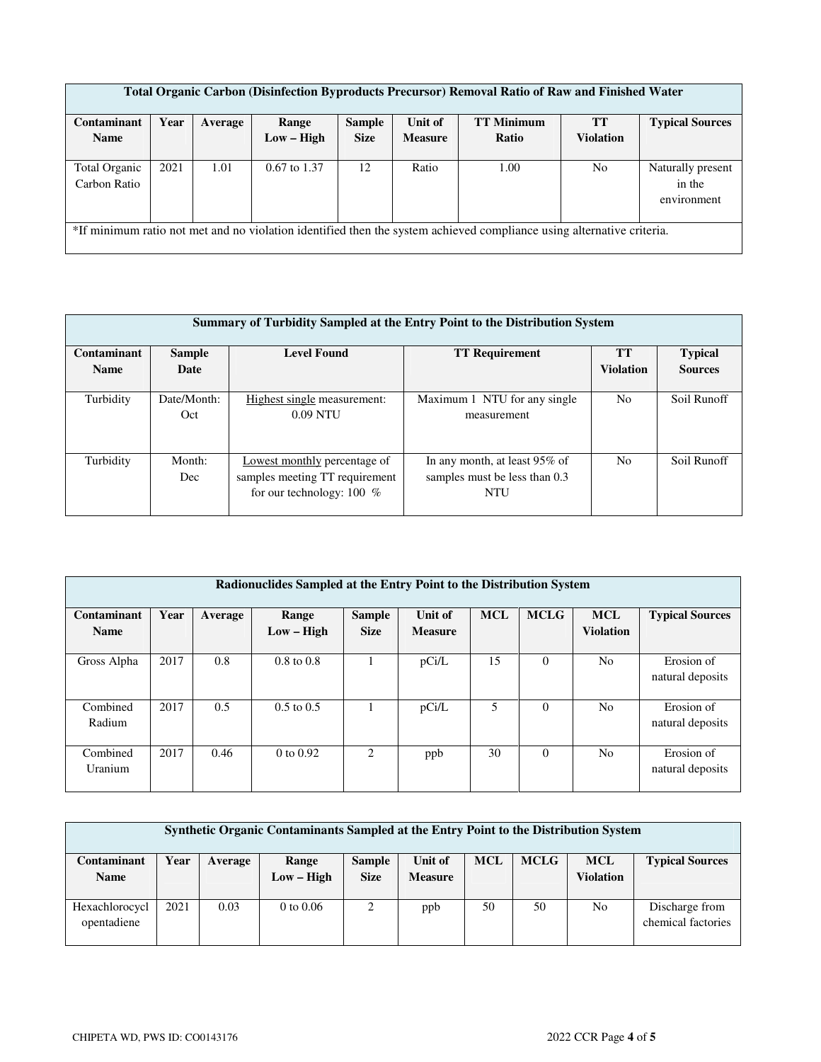**Total Organic Carbon (Disinfection Byproducts Precursor) Removal Ratio of Raw and Finished Water**

| Contaminant Name | Year | Average | Range Low – High | Sample Size | Unit of Measure | TT Minimum Ratio | TT Violation | Typical Sources |
|---|---|---|---|---|---|---|---|---|
| Total Organic Carbon Ratio | 2021 | 1.01 | 0.67 to 1.37 | 12 | Ratio | 1.00 | No | Naturally present in the environment |

*If minimum ratio not met and no violation identified then the system achieved compliance using alternative criteria.

**Summary of Turbidity Sampled at the Entry Point to the Distribution System**

| Contaminant Name | Sample Date | Level Found | TT Requirement | TT Violation | Typical Sources |
|---|---|---|---|---|---|
| Turbidity | Date/Month: Oct | Highest single measurement: 0.09 NTU | Maximum 1 NTU for any single measurement | No | Soil Runoff |
| Turbidity | Month: Dec | Lowest monthly percentage of samples meeting TT requirement for our technology: 100 % | In any month, at least 95% of samples must be less than 0.3 NTU | No | Soil Runoff |

**Radionuclides Sampled at the Entry Point to the Distribution System**

| Contaminant Name | Year | Average | Range Low – High | Sample Size | Unit of Measure | MCL | MCLG | MCL Violation | Typical Sources |
|---|---|---|---|---|---|---|---|---|---|
| Gross Alpha | 2017 | 0.8 | 0.8 to 0.8 | 1 | pCi/L | 15 | 0 | No | Erosion of natural deposits |
| Combined Radium | 2017 | 0.5 | 0.5 to 0.5 | 1 | pCi/L | 5 | 0 | No | Erosion of natural deposits |
| Combined Uranium | 2017 | 0.46 | 0 to 0.92 | 2 | ppb | 30 | 0 | No | Erosion of natural deposits |

**Synthetic Organic Contaminants Sampled at the Entry Point to the Distribution System**

| Contaminant Name | Year | Average | Range Low – High | Sample Size | Unit of Measure | MCL | MCLG | MCL Violation | Typical Sources |
|---|---|---|---|---|---|---|---|---|---|
| Hexachlorocyclopentadiene | 2021 | 0.03 | 0 to 0.06 | 2 | ppb | 50 | 50 | No | Discharge from chemical factories |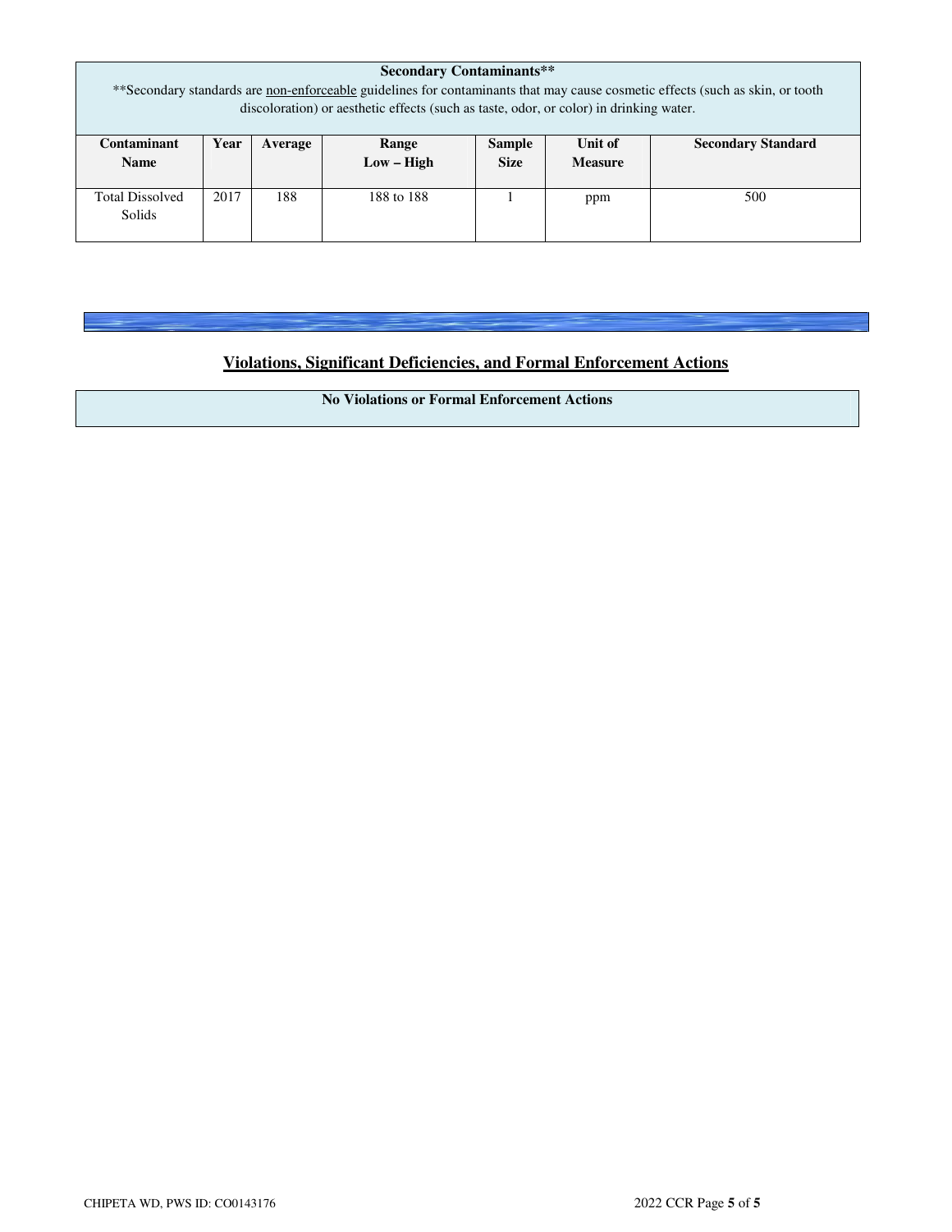**Secondary Contaminants****

**Secondary standards are non-enforceable guidelines for contaminants that may cause cosmetic effects (such as skin, or tooth discoloration) or aesthetic effects (such as taste, odor, or color) in drinking water.

| Contaminant Name | Year | Average | Range Low – High | Sample Size | Unit of Measure | Secondary Standard |
|---|---|---|---|---|---|---|
| Total Dissolved Solids | 2017 | 188 | 188 to 188 | 1 | ppm | 500 |

## Violations, Significant Deficiencies, and Formal Enforcement Actions

**No Violations or Formal Enforcement Actions**